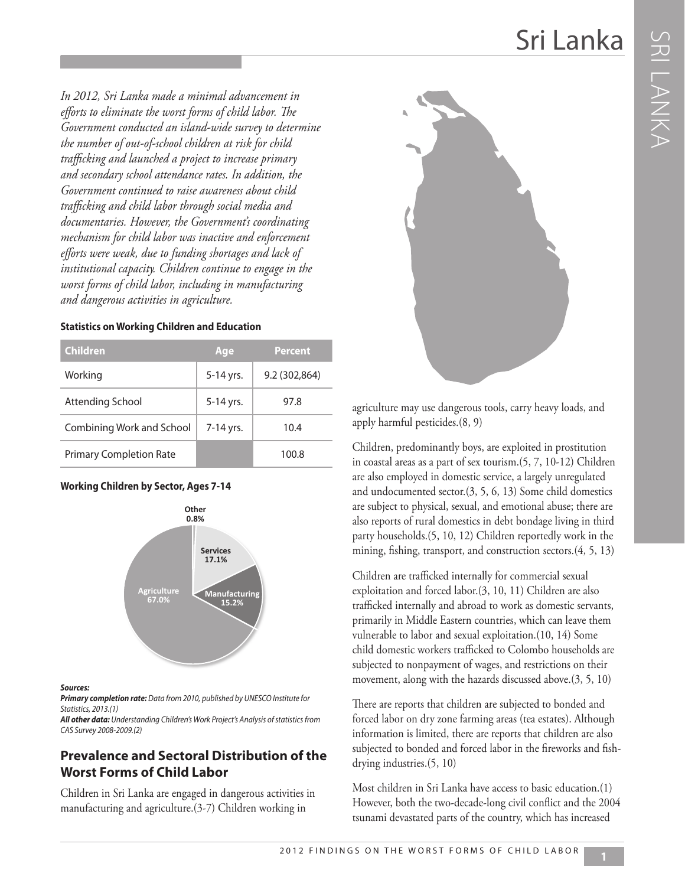# Sri Lanka

*In 2012, Sri Lanka made a minimal advancement in efforts to eliminate the worst forms of child labor. The Government conducted an island-wide survey to determine the number of out-of-school children at risk for child trafficking and launched a project to increase primary and secondary school attendance rates. In addition, the Government continued to raise awareness about child trafficking and child labor through social media and documentaries. However, the Government's coordinating mechanism for child labor was inactive and enforcement efforts were weak, due to funding shortages and lack of institutional capacity. Children continue to engage in the worst forms of child labor, including in manufacturing and dangerous activities in agriculture.*

**Statistics on Working Children and Education**

| Children | Age | Percent |
|---|---|---|
| Working | 5-14 yrs. | 9.2 (302,864) |
| Attending School | 5-14 yrs. | 97.8 |
| Combining Work and School | 7-14 yrs. | 10.4 |
| Primary Completion Rate | | 100.8 |

**Working Children by Sector, Ages 7-14**

- Agriculture 67.0%
- Services 17.1%
- Manufacturing 15.2%
- Other 0.8%

***Sources:***
***Primary completion rate:*** *Data from 2010, published by UNESCO Institute for Statistics, 2013.(1)*
***All other data:*** *Understanding Children's Work Project's Analysis of statistics from CAS Survey 2008-2009.(2)*

## Prevalence and Sectoral Distribution of the Worst Forms of Child Labor

Children in Sri Lanka are engaged in dangerous activities in manufacturing and agriculture.(3-7) Children working in agriculture may use dangerous tools, carry heavy loads, and apply harmful pesticides.(8, 9)

Children, predominantly boys, are exploited in prostitution in coastal areas as a part of sex tourism.(5, 7, 10-12) Children are also employed in domestic service, a largely unregulated and undocumented sector.(3, 5, 6, 13) Some child domestics are subject to physical, sexual, and emotional abuse; there are also reports of rural domestics in debt bondage living in third party households.(5, 10, 12) Children reportedly work in the mining, fishing, transport, and construction sectors.(4, 5, 13)

Children are trafficked internally for commercial sexual exploitation and forced labor.(3, 10, 11) Children are also trafficked internally and abroad to work as domestic servants, primarily in Middle Eastern countries, which can leave them vulnerable to labor and sexual exploitation.(10, 14) Some child domestic workers trafficked to Colombo households are subjected to nonpayment of wages, and restrictions on their movement, along with the hazards discussed above.(3, 5, 10)

There are reports that children are subjected to bonded and forced labor on dry zone farming areas (tea estates). Although information is limited, there are reports that children are also subjected to bonded and forced labor in the fireworks and fish-drying industries.(5, 10)

Most children in Sri Lanka have access to basic education.(1) However, both the two-decade-long civil conflict and the 2004 tsunami devastated parts of the country, which has increased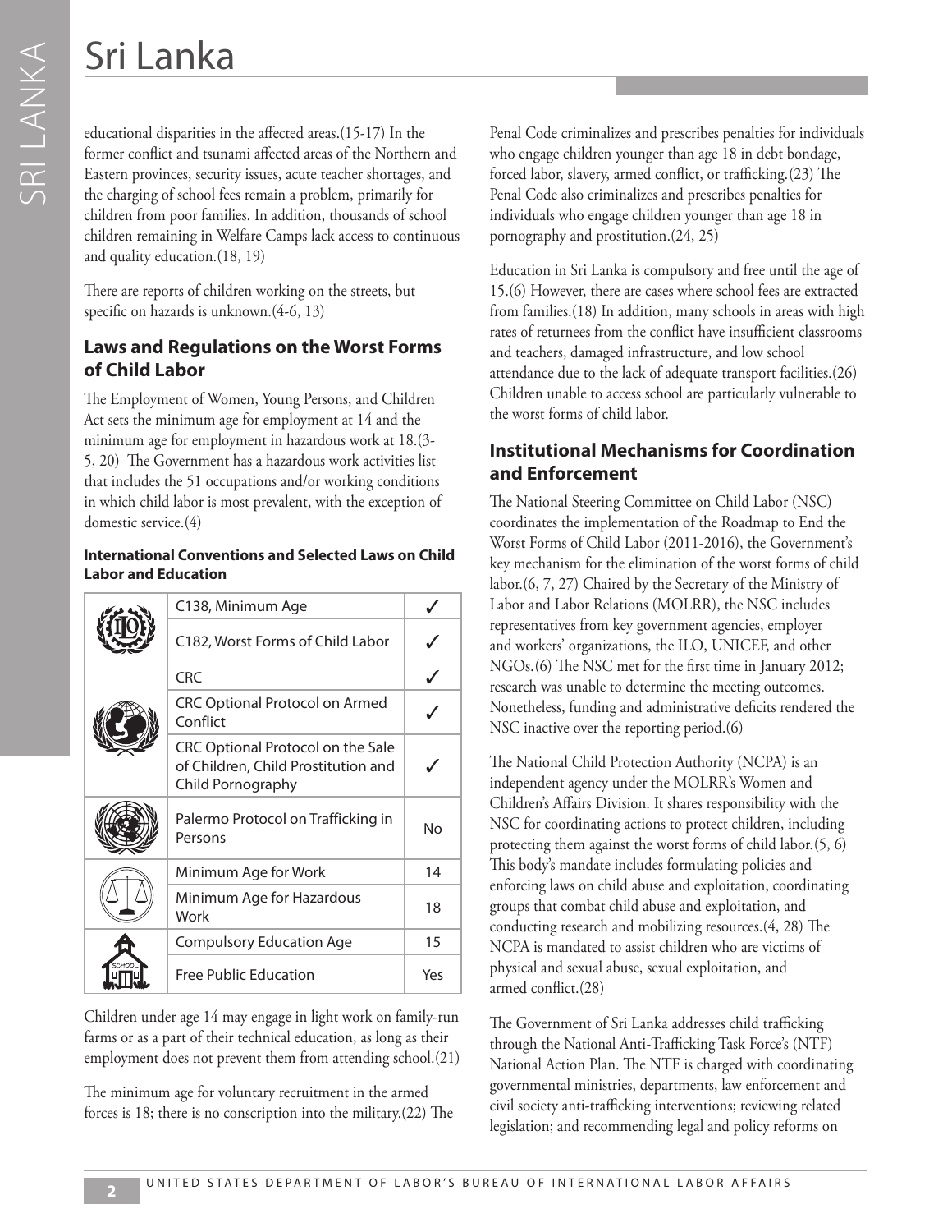educational disparities in the affected areas.(15-17) In the former conflict and tsunami affected areas of the Northern and Eastern provinces, security issues, acute teacher shortages, and the charging of school fees remain a problem, primarily for children from poor families. In addition, thousands of school children remaining in Welfare Camps lack access to continuous and quality education.(18, 19)

There are reports of children working on the streets, but specific on hazards is unknown.(4-6, 13)

## Laws and Regulations on the Worst Forms of Child Labor

The Employment of Women, Young Persons, and Children Act sets the minimum age for employment at 14 and the minimum age for employment in hazardous work at 18.(3-5, 20) The Government has a hazardous work activities list that includes the 51 occupations and/or working conditions in which child labor is most prevalent, with the exception of domestic service.(4)

**International Conventions and Selected Laws on Child Labor and Education**

| | | |
|---|---|---|
| | C138, Minimum Age | ✓ |
| | C182, Worst Forms of Child Labor | ✓ |
| | CRC | ✓ |
| | CRC Optional Protocol on Armed Conflict | ✓ |
| | CRC Optional Protocol on the Sale of Children, Child Prostitution and Child Pornography | ✓ |
| | Palermo Protocol on Trafficking in Persons | No |
| | Minimum Age for Work | 14 |
| | Minimum Age for Hazardous Work | 18 |
| | Compulsory Education Age | 15 |
| | Free Public Education | Yes |

Children under age 14 may engage in light work on family-run farms or as a part of their technical education, as long as their employment does not prevent them from attending school.(21)

The minimum age for voluntary recruitment in the armed forces is 18; there is no conscription into the military.(22) The Penal Code criminalizes and prescribes penalties for individuals who engage children younger than age 18 in debt bondage, forced labor, slavery, armed conflict, or trafficking.(23) The Penal Code also criminalizes and prescribes penalties for individuals who engage children younger than age 18 in pornography and prostitution.(24, 25)

Education in Sri Lanka is compulsory and free until the age of 15.(6) However, there are cases where school fees are extracted from families.(18) In addition, many schools in areas with high rates of returnees from the conflict have insufficient classrooms and teachers, damaged infrastructure, and low school attendance due to the lack of adequate transport facilities.(26) Children unable to access school are particularly vulnerable to the worst forms of child labor.

## Institutional Mechanisms for Coordination and Enforcement

The National Steering Committee on Child Labor (NSC) coordinates the implementation of the Roadmap to End the Worst Forms of Child Labor (2011-2016), the Government's key mechanism for the elimination of the worst forms of child labor.(6, 7, 27) Chaired by the Secretary of the Ministry of Labor and Labor Relations (MOLRR), the NSC includes representatives from key government agencies, employer and workers' organizations, the ILO, UNICEF, and other NGOs.(6) The NSC met for the first time in January 2012; research was unable to determine the meeting outcomes. Nonetheless, funding and administrative deficits rendered the NSC inactive over the reporting period.(6)

The National Child Protection Authority (NCPA) is an independent agency under the MOLRR's Women and Children's Affairs Division. It shares responsibility with the NSC for coordinating actions to protect children, including protecting them against the worst forms of child labor.(5, 6) This body's mandate includes formulating policies and enforcing laws on child abuse and exploitation, coordinating groups that combat child abuse and exploitation, and conducting research and mobilizing resources.(4, 28) The NCPA is mandated to assist children who are victims of physical and sexual abuse, sexual exploitation, and armed conflict.(28)

The Government of Sri Lanka addresses child trafficking through the National Anti-Trafficking Task Force's (NTF) National Action Plan. The NTF is charged with coordinating governmental ministries, departments, law enforcement and civil society anti-trafficking interventions; reviewing related legislation; and recommending legal and policy reforms on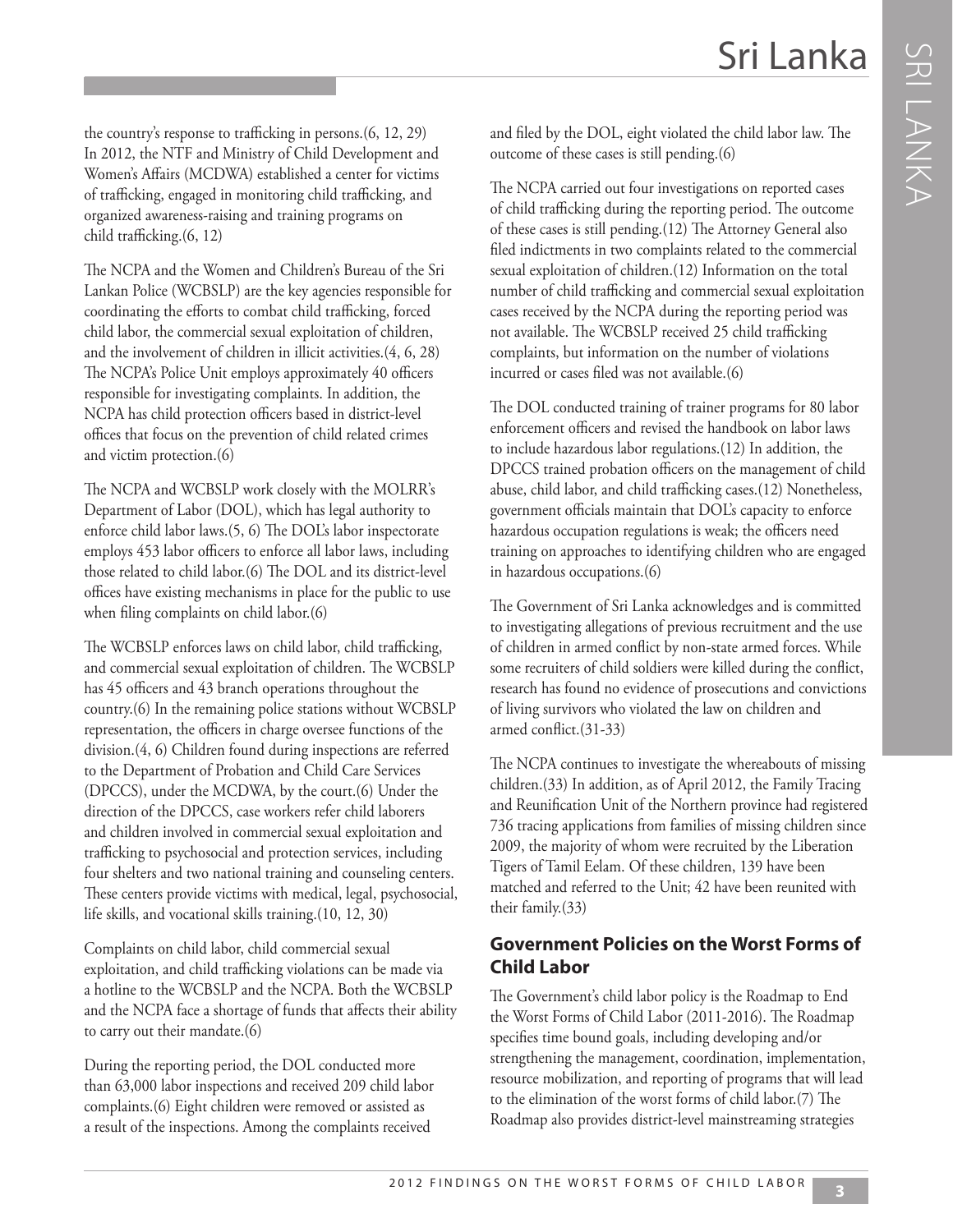the country's response to trafficking in persons.(6, 12, 29) In 2012, the NTF and Ministry of Child Development and Women's Affairs (MCDWA) established a center for victims of trafficking, engaged in monitoring child trafficking, and organized awareness-raising and training programs on child trafficking.(6, 12)

The NCPA and the Women and Children's Bureau of the Sri Lankan Police (WCBSLP) are the key agencies responsible for coordinating the efforts to combat child trafficking, forced child labor, the commercial sexual exploitation of children, and the involvement of children in illicit activities.(4, 6, 28) The NCPA's Police Unit employs approximately 40 officers responsible for investigating complaints. In addition, the NCPA has child protection officers based in district-level offices that focus on the prevention of child related crimes and victim protection.(6)

The NCPA and WCBSLP work closely with the MOLRR's Department of Labor (DOL), which has legal authority to enforce child labor laws.(5, 6) The DOL's labor inspectorate employs 453 labor officers to enforce all labor laws, including those related to child labor.(6) The DOL and its district-level offices have existing mechanisms in place for the public to use when filing complaints on child labor.(6)

The WCBSLP enforces laws on child labor, child trafficking, and commercial sexual exploitation of children. The WCBSLP has 45 officers and 43 branch operations throughout the country.(6) In the remaining police stations without WCBSLP representation, the officers in charge oversee functions of the division.(4, 6) Children found during inspections are referred to the Department of Probation and Child Care Services (DPCCS), under the MCDWA, by the court.(6) Under the direction of the DPCCS, case workers refer child laborers and children involved in commercial sexual exploitation and trafficking to psychosocial and protection services, including four shelters and two national training and counseling centers. These centers provide victims with medical, legal, psychosocial, life skills, and vocational skills training.(10, 12, 30)

Complaints on child labor, child commercial sexual exploitation, and child trafficking violations can be made via a hotline to the WCBSLP and the NCPA. Both the WCBSLP and the NCPA face a shortage of funds that affects their ability to carry out their mandate.(6)

During the reporting period, the DOL conducted more than 63,000 labor inspections and received 209 child labor complaints.(6) Eight children were removed or assisted as a result of the inspections. Among the complaints received and filed by the DOL, eight violated the child labor law. The outcome of these cases is still pending.(6)

The NCPA carried out four investigations on reported cases of child trafficking during the reporting period. The outcome of these cases is still pending.(12) The Attorney General also filed indictments in two complaints related to the commercial sexual exploitation of children.(12) Information on the total number of child trafficking and commercial sexual exploitation cases received by the NCPA during the reporting period was not available. The WCBSLP received 25 child trafficking complaints, but information on the number of violations incurred or cases filed was not available.(6)

The DOL conducted training of trainer programs for 80 labor enforcement officers and revised the handbook on labor laws to include hazardous labor regulations.(12) In addition, the DPCCS trained probation officers on the management of child abuse, child labor, and child trafficking cases.(12) Nonetheless, government officials maintain that DOL's capacity to enforce hazardous occupation regulations is weak; the officers need training on approaches to identifying children who are engaged in hazardous occupations.(6)

The Government of Sri Lanka acknowledges and is committed to investigating allegations of previous recruitment and the use of children in armed conflict by non-state armed forces. While some recruiters of child soldiers were killed during the conflict, research has found no evidence of prosecutions and convictions of living survivors who violated the law on children and armed conflict.(31-33)

The NCPA continues to investigate the whereabouts of missing children.(33) In addition, as of April 2012, the Family Tracing and Reunification Unit of the Northern province had registered 736 tracing applications from families of missing children since 2009, the majority of whom were recruited by the Liberation Tigers of Tamil Eelam. Of these children, 139 have been matched and referred to the Unit; 42 have been reunited with their family.(33)

## Government Policies on the Worst Forms of Child Labor

The Government's child labor policy is the Roadmap to End the Worst Forms of Child Labor (2011-2016). The Roadmap specifies time bound goals, including developing and/or strengthening the management, coordination, implementation, resource mobilization, and reporting of programs that will lead to the elimination of the worst forms of child labor.(7) The Roadmap also provides district-level mainstreaming strategies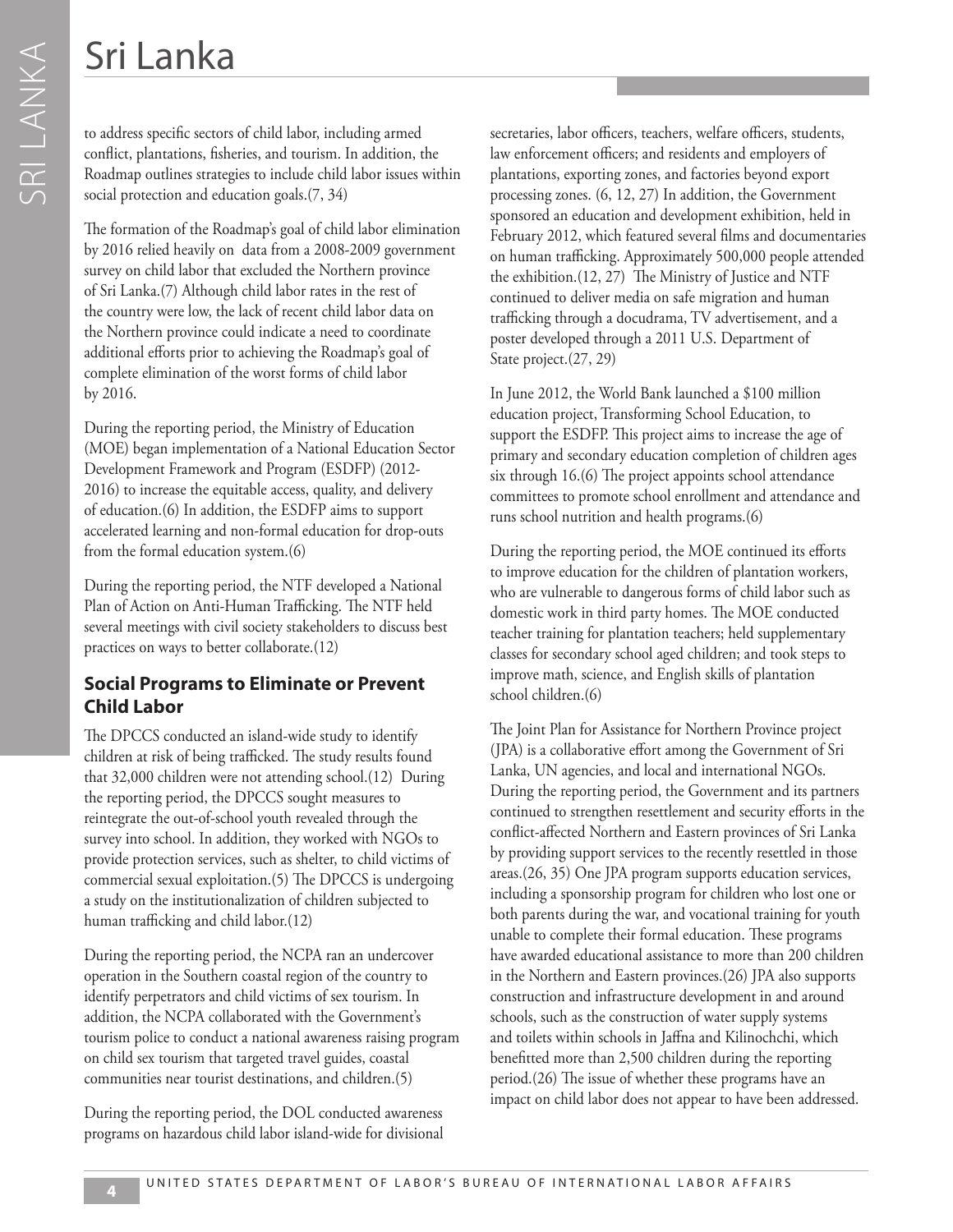to address specific sectors of child labor, including armed conflict, plantations, fisheries, and tourism. In addition, the Roadmap outlines strategies to include child labor issues within social protection and education goals.(7, 34)

The formation of the Roadmap's goal of child labor elimination by 2016 relied heavily on data from a 2008-2009 government survey on child labor that excluded the Northern province of Sri Lanka.(7) Although child labor rates in the rest of the country were low, the lack of recent child labor data on the Northern province could indicate a need to coordinate additional efforts prior to achieving the Roadmap's goal of complete elimination of the worst forms of child labor by 2016.

During the reporting period, the Ministry of Education (MOE) began implementation of a National Education Sector Development Framework and Program (ESDFP) (2012-2016) to increase the equitable access, quality, and delivery of education.(6) In addition, the ESDFP aims to support accelerated learning and non-formal education for drop-outs from the formal education system.(6)

During the reporting period, the NTF developed a National Plan of Action on Anti-Human Trafficking. The NTF held several meetings with civil society stakeholders to discuss best practices on ways to better collaborate.(12)

## Social Programs to Eliminate or Prevent Child Labor

The DPCCS conducted an island-wide study to identify children at risk of being trafficked. The study results found that 32,000 children were not attending school.(12) During the reporting period, the DPCCS sought measures to reintegrate the out-of-school youth revealed through the survey into school. In addition, they worked with NGOs to provide protection services, such as shelter, to child victims of commercial sexual exploitation.(5) The DPCCS is undergoing a study on the institutionalization of children subjected to human trafficking and child labor.(12)

During the reporting period, the NCPA ran an undercover operation in the Southern coastal region of the country to identify perpetrators and child victims of sex tourism. In addition, the NCPA collaborated with the Government's tourism police to conduct a national awareness raising program on child sex tourism that targeted travel guides, coastal communities near tourist destinations, and children.(5)

During the reporting period, the DOL conducted awareness programs on hazardous child labor island-wide for divisional secretaries, labor officers, teachers, welfare officers, students, law enforcement officers; and residents and employers of plantations, exporting zones, and factories beyond export processing zones. (6, 12, 27) In addition, the Government sponsored an education and development exhibition, held in February 2012, which featured several films and documentaries on human trafficking. Approximately 500,000 people attended the exhibition.(12, 27) The Ministry of Justice and NTF continued to deliver media on safe migration and human trafficking through a docudrama, TV advertisement, and a poster developed through a 2011 U.S. Department of State project.(27, 29)

In June 2012, the World Bank launched a $100 million education project, Transforming School Education, to support the ESDFP. This project aims to increase the age of primary and secondary education completion of children ages six through 16.(6) The project appoints school attendance committees to promote school enrollment and attendance and runs school nutrition and health programs.(6)

During the reporting period, the MOE continued its efforts to improve education for the children of plantation workers, who are vulnerable to dangerous forms of child labor such as domestic work in third party homes. The MOE conducted teacher training for plantation teachers; held supplementary classes for secondary school aged children; and took steps to improve math, science, and English skills of plantation school children.(6)

The Joint Plan for Assistance for Northern Province project (JPA) is a collaborative effort among the Government of Sri Lanka, UN agencies, and local and international NGOs. During the reporting period, the Government and its partners continued to strengthen resettlement and security efforts in the conflict-affected Northern and Eastern provinces of Sri Lanka by providing support services to the recently resettled in those areas.(26, 35) One JPA program supports education services, including a sponsorship program for children who lost one or both parents during the war, and vocational training for youth unable to complete their formal education. These programs have awarded educational assistance to more than 200 children in the Northern and Eastern provinces.(26) JPA also supports construction and infrastructure development in and around schools, such as the construction of water supply systems and toilets within schools in Jaffna and Kilinochchi, which benefitted more than 2,500 children during the reporting period.(26) The issue of whether these programs have an impact on child labor does not appear to have been addressed.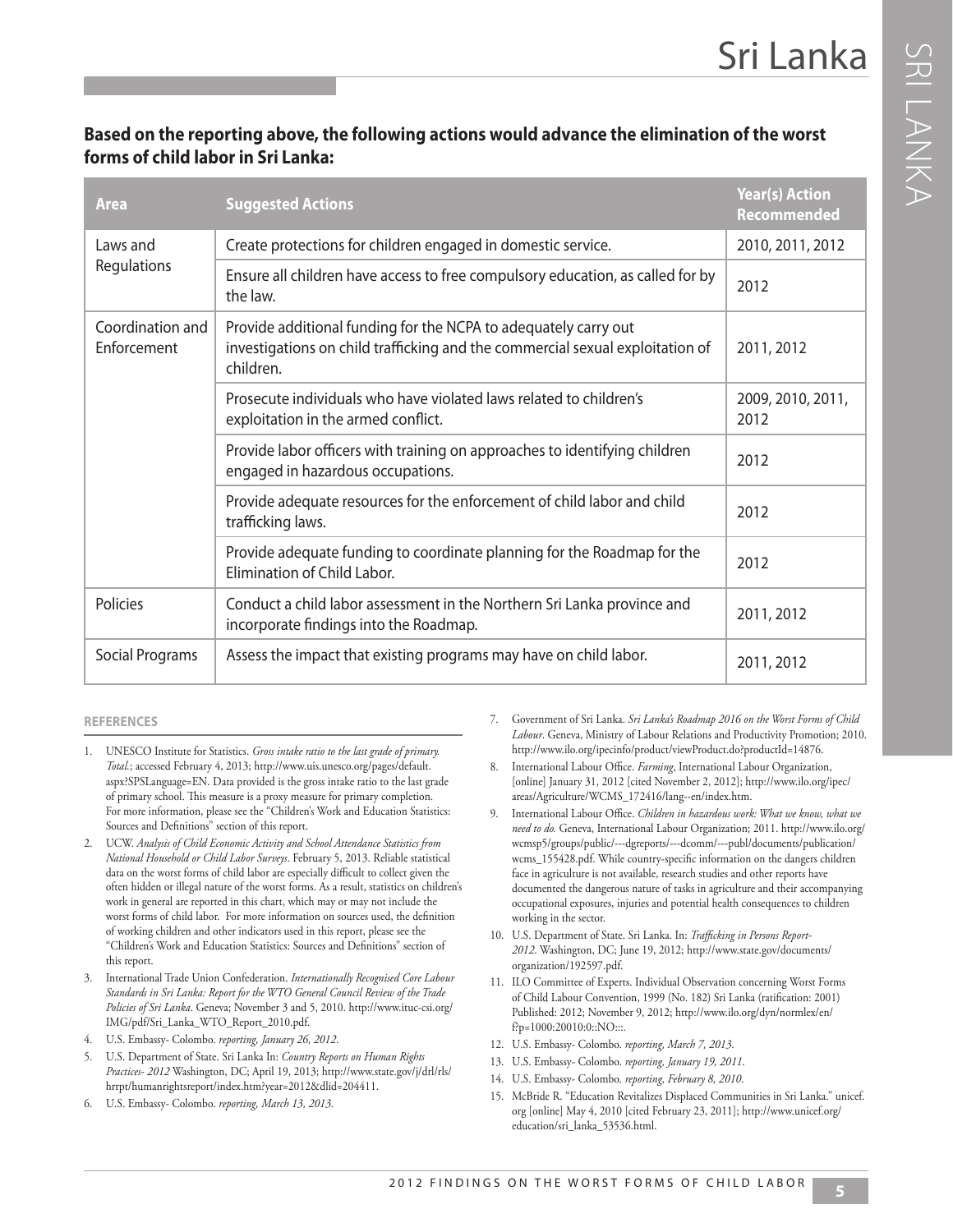## Based on the reporting above, the following actions would advance the elimination of the worst forms of child labor in Sri Lanka:

| Area | Suggested Actions | Year(s) Action Recommended |
|---|---|---|
| Laws and Regulations | Create protections for children engaged in domestic service. | 2010, 2011, 2012 |
| | Ensure all children have access to free compulsory education, as called for by the law. | 2012 |
| Coordination and Enforcement | Provide additional funding for the NCPA to adequately carry out investigations on child trafficking and the commercial sexual exploitation of children. | 2011, 2012 |
| | Prosecute individuals who have violated laws related to children's exploitation in the armed conflict. | 2009, 2010, 2011, 2012 |
| | Provide labor officers with training on approaches to identifying children engaged in hazardous occupations. | 2012 |
| | Provide adequate resources for the enforcement of child labor and child trafficking laws. | 2012 |
| | Provide adequate funding to coordinate planning for the Roadmap for the Elimination of Child Labor. | 2012 |
| Policies | Conduct a child labor assessment in the Northern Sri Lanka province and incorporate findings into the Roadmap. | 2011, 2012 |
| Social Programs | Assess the impact that existing programs may have on child labor. | 2011, 2012 |

### REFERENCES

1. UNESCO Institute for Statistics. *Gross intake ratio to the last grade of primary. Total.*; accessed February 4, 2013; http://www.uis.unesco.org/pages/default.aspx?SPSLanguage=EN. Data provided is the gross intake ratio to the last grade of primary school. This measure is a proxy measure for primary completion. For more information, please see the "Children's Work and Education Statistics: Sources and Definitions" section of this report.
2. UCW. *Analysis of Child Economic Activity and School Attendance Statistics from National Household or Child Labor Surveys*. February 5, 2013. Reliable statistical data on the worst forms of child labor are especially difficult to collect given the often hidden or illegal nature of the worst forms. As a result, statistics on children's work in general are reported in this chart, which may or may not include the worst forms of child labor. For more information on sources used, the definition of working children and other indicators used in this report, please see the "Children's Work and Education Statistics: Sources and Definitions" section of this report.
3. International Trade Union Confederation. *Internationally Recognised Core Labour Standards in Sri Lanka: Report for the WTO General Council Review of the Trade Policies of Sri Lanka*. Geneva; November 3 and 5, 2010. http://www.ituc-csi.org/IMG/pdf/Sri_Lanka_WTO_Report_2010.pdf.
4. U.S. Embassy- Colombo. *reporting, January 26, 2012*.
5. U.S. Department of State. Sri Lanka In: *Country Reports on Human Rights Practices- 2012* Washington, DC; April 19, 2013; http://www.state.gov/j/drl/rls/hrrpt/humanrightsreport/index.htm?year=2012&dlid=204411.
6. U.S. Embassy- Colombo. *reporting, March 13, 2013*.
7. Government of Sri Lanka. *Sri Lanka's Roadmap 2016 on the Worst Forms of Child Labour*. Geneva, Ministry of Labour Relations and Productivity Promotion; 2010. http://www.ilo.org/ipecinfo/product/viewProduct.do?productId=14876.
8. International Labour Office. *Farming*, International Labour Organization, [online] January 31, 2012 [cited November 2, 2012]; http://www.ilo.org/ipec/areas/Agriculture/WCMS_172416/lang--en/index.htm.
9. International Labour Office. *Children in hazardous work: What we know, what we need to do.* Geneva, International Labour Organization; 2011. http://www.ilo.org/wcmsp5/groups/public/---dgreports/---dcomm/---publ/documents/publication/wcms_155428.pdf. While country-specific information on the dangers children face in agriculture is not available, research studies and other reports have documented the dangerous nature of tasks in agriculture and their accompanying occupational exposures, injuries and potential health consequences to children working in the sector.
10. U.S. Department of State. Sri Lanka. In: *Trafficking in Persons Report- 2012*. Washington, DC; June 19, 2012; http://www.state.gov/documents/organization/192597.pdf.
11. ILO Committee of Experts. Individual Observation concerning Worst Forms of Child Labour Convention, 1999 (No. 182) Sri Lanka (ratification: 2001) Published: 2012; November 9, 2012; http://www.ilo.org/dyn/normlex/en/f?p=1000:20010:0::NO:::.
12. U.S. Embassy- Colombo. *reporting, March 7, 2013*.
13. U.S. Embassy- Colombo. *reporting, January 19, 2011*.
14. U.S. Embassy- Colombo. *reporting, February 8, 2010*.
15. McBride R. "Education Revitalizes Displaced Communities in Sri Lanka." unicef.org [online] May 4, 2010 [cited February 23, 2011]; http://www.unicef.org/education/sri_lanka_53536.html.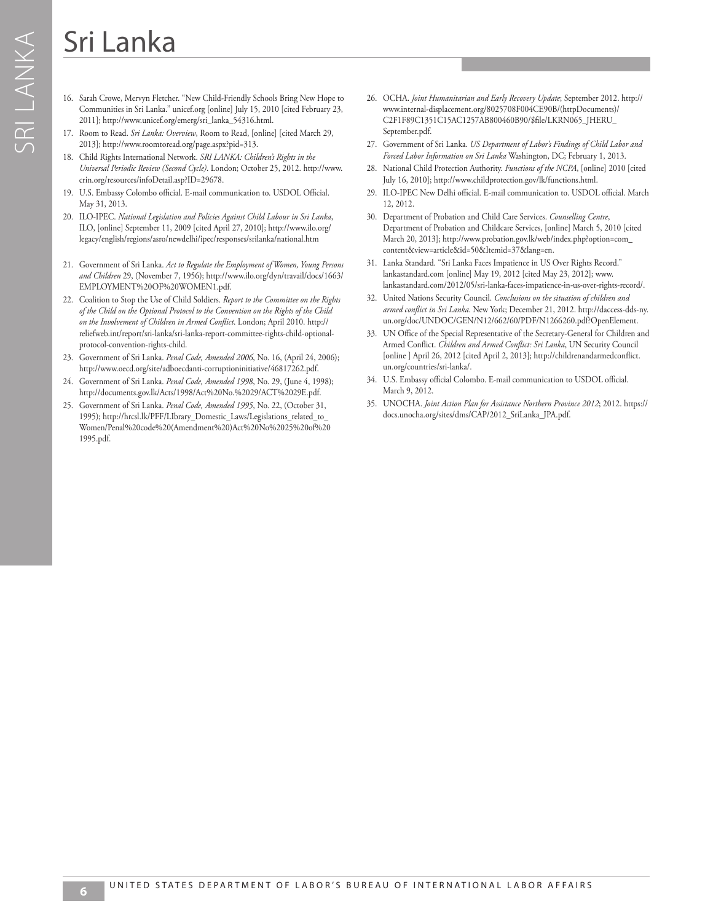16. Sarah Crowe, Mervyn Fletcher. "New Child-Friendly Schools Bring New Hope to Communities in Sri Lanka." unicef.org [online] July 15, 2010 [cited February 23, 2011]; http://www.unicef.org/emerg/sri_lanka_54316.html.
17. Room to Read. *Sri Lanka: Overview*, Room to Read, [online] [cited March 29, 2013]; http://www.roomtoread.org/page.aspx?pid=313.
18. Child Rights International Network. *SRI LANKA: Children's Rights in the Universal Periodic Review (Second Cycle)*. London; October 25, 2012. http://www.crin.org/resources/infoDetail.asp?ID=29678.
19. U.S. Embassy Colombo official. E-mail communication to. USDOL Official. May 31, 2013.
20. ILO-IPEC. *National Legislation and Policies Against Child Labour in Sri Lanka*, ILO, [online] September 11, 2009 [cited April 27, 2010]; http://www.ilo.org/legacy/english/regions/asro/newdelhi/ipec/responses/srilanka/national.htm
21. Government of Sri Lanka. *Act to Regulate the Employment of Women, Young Persons and Children* 29, (November 7, 1956); http://www.ilo.org/dyn/travail/docs/1663/EMPLOYMENT%20OF%20WOMEN1.pdf.
22. Coalition to Stop the Use of Child Soldiers. *Report to the Committee on the Rights of the Child on the Optional Protocol to the Convention on the Rights of the Child on the Involvement of Children in Armed Conflict*. London; April 2010. http://reliefweb.int/report/sri-lanka/sri-lanka-report-committee-rights-child-optional-protocol-convention-rights-child.
23. Government of Sri Lanka. *Penal Code, Amended 2006*, No. 16, (April 24, 2006); http://www.oecd.org/site/adboecdanti-corruptioninitiative/46817262.pdf.
24. Government of Sri Lanka. *Penal Code, Amended 1998*, No. 29, (June 4, 1998); http://documents.gov.lk/Acts/1998/Act%20No.%2029/ACT%2029E.pdf.
25. Government of Sri Lanka. *Penal Code, Amended 1995*, No. 22, (October 31, 1995); http://hrcsl.lk/PFF/LIbrary_Domestic_Laws/Legislations_related_to_Women/Penal%20code%20(Amendment%20)Act%20No%2025%20of%20 1995.pdf.
26. OCHA. *Joint Humanitarian and Early Recovery Update*; September 2012. http://www.internal-displacement.org/8025708F004CE90B/(httpDocuments)/C2F1F89C1351C15AC1257AB800460B90/$file/LKRN065_JHERU_September.pdf.
27. Government of Sri Lanka. *US Department of Labor's Findings of Child Labor and Forced Labor Information on Sri Lanka* Washington, DC; February 1, 2013.
28. National Child Protection Authority. *Functions of the NCPA*, [online] 2010 [cited July 16, 2010]; http://www.childprotection.gov/lk/functions.html.
29. ILO-IPEC New Delhi official. E-mail communication to. USDOL official. March 12, 2012.
30. Department of Probation and Child Care Services. *Counselling Centre*, Department of Probation and Childcare Services, [online] March 5, 2010 [cited March 20, 2013]; http://www.probation.gov.lk/web/index.php?option=com_content&view=article&id=50&Itemid=37&lang=en.
31. Lanka Standard. "Sri Lanka Faces Impatience in US Over Rights Record." lankastandard.com [online] May 19, 2012 [cited May 23, 2012]; www.lankastandard.com/2012/05/sri-lanka-faces-impatience-in-us-over-rights-record/.
32. United Nations Security Council. *Conclusions on the situation of children and armed conflict in Sri Lanka*. New York; December 21, 2012. http://daccess-dds-ny.un.org/doc/UNDOC/GEN/N12/662/60/PDF/N1266260.pdf?OpenElement.
33. UN Office of the Special Representative of the Secretary-General for Children and Armed Conflict. *Children and Armed Conflict: Sri Lanka*, UN Security Council [online ] April 26, 2012 [cited April 2, 2013]; http://childrenandarmedconflict.un.org/countries/sri-lanka/.
34. U.S. Embassy official Colombo. E-mail communication to USDOL official. March 9, 2012.
35. UNOCHA. *Joint Action Plan for Assistance Northern Province 2012*; 2012. https://docs.unocha.org/sites/dms/CAP/2012_SriLanka_JPA.pdf.